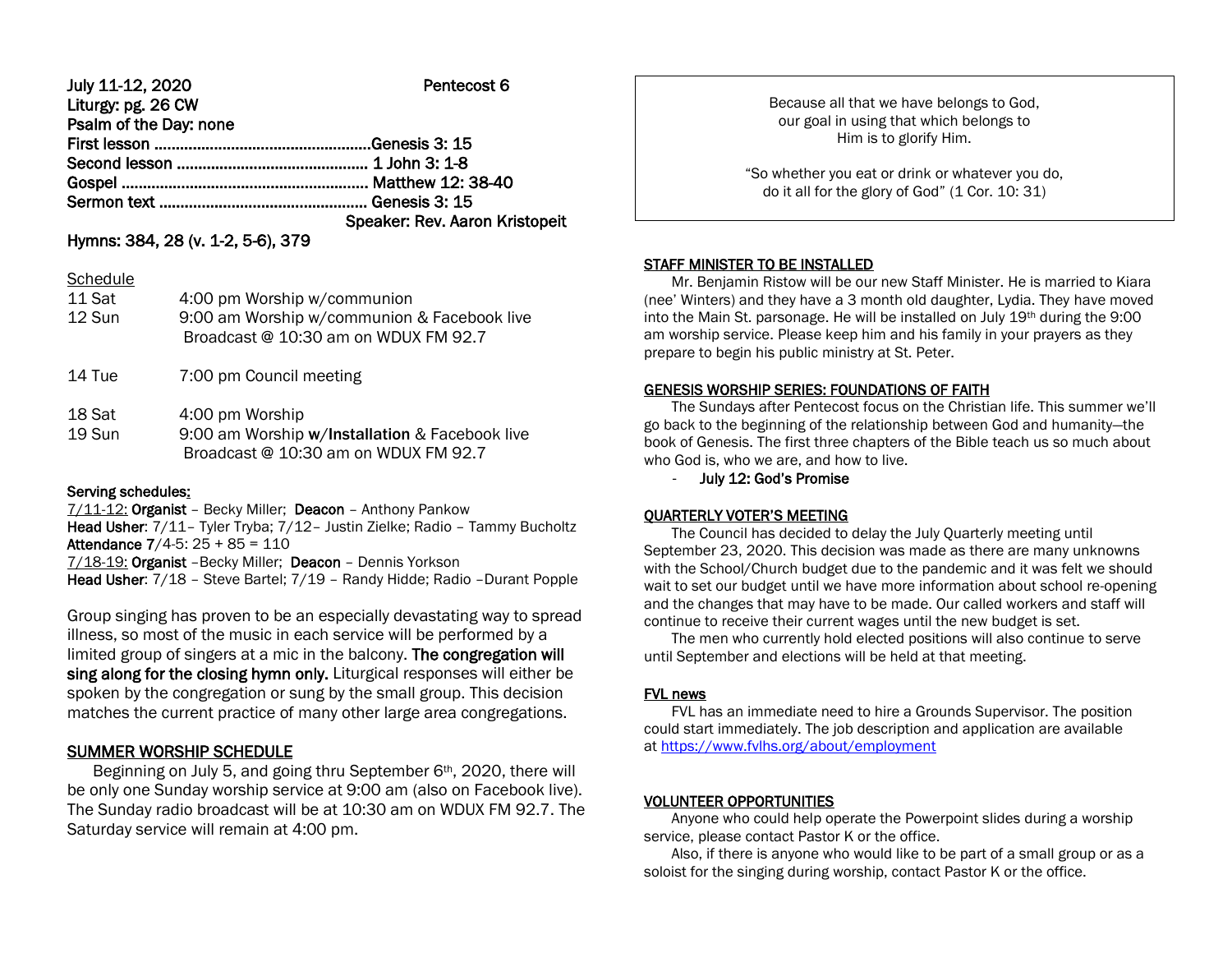**July 11-12, 2020** **Pentecost 6**

**Liturgy: pg. 26 CW**

**Psalm of the Day: none**

**First lesson ..................................................Genesis 3: 15**

**Second lesson ............................................ 1 John 3: 1-8**

**Gospel ......................................................... Matthew 12: 38-40**

**Sermon text ................................................ Genesis 3: 15**

**Speaker: Rev. Aaron Kristopeit**

**Hymns: 384, 28 (v. 1-2, 5-6), 379**

Schedule

| | |
|---|---|
| 11 Sat | 4:00 pm Worship w/communion |
| 12 Sun | 9:00 am Worship w/communion & Facebook live Broadcast @ 10:30 am on WDUX FM 92.7 |
| 14 Tue | 7:00 pm Council meeting |
| 18 Sat | 4:00 pm Worship |
| 19 Sun | 9:00 am Worship **w/Installation** & Facebook live Broadcast @ 10:30 am on WDUX FM 92.7 |

**Serving schedules:**

7/11-12: **Organist** – Becky Miller; **Deacon** – Anthony Pankow
**Head Usher**: 7/11– Tyler Tryba; 7/12– Justin Zielke; Radio – Tammy Bucholtz
**Attendance 7**/4-5: 25 + 85 = 110
7/18-19: **Organist** –Becky Miller; **Deacon** – Dennis Yorkson
**Head Usher**: 7/18 – Steve Bartel; 7/19 – Randy Hidde; Radio –Durant Popple

Group singing has proven to be an especially devastating way to spread illness, so most of the music in each service will be performed by a limited group of singers at a mic in the balcony. **The congregation will sing along for the closing hymn only.** Liturgical responses will either be spoken by the congregation or sung by the small group. This decision matches the current practice of many other large area congregations.

## SUMMER WORSHIP SCHEDULE

Beginning on July 5, and going thru September 6th, 2020, there will be only one Sunday worship service at 9:00 am (also on Facebook live). The Sunday radio broadcast will be at 10:30 am on WDUX FM 92.7. The Saturday service will remain at 4:00 pm.

> Because all that we have belongs to God, our goal in using that which belongs to Him is to glorify Him.
>
> "So whether you eat or drink or whatever you do, do it all for the glory of God" (1 Cor. 10: 31)

## STAFF MINISTER TO BE INSTALLED

Mr. Benjamin Ristow will be our new Staff Minister. He is married to Kiara (nee' Winters) and they have a 3 month old daughter, Lydia. They have moved into the Main St. parsonage. He will be installed on July 19th during the 9:00 am worship service. Please keep him and his family in your prayers as they prepare to begin his public ministry at St. Peter.

## GENESIS WORSHIP SERIES: FOUNDATIONS OF FAITH

The Sundays after Pentecost focus on the Christian life. This summer we'll go back to the beginning of the relationship between God and humanity—the book of Genesis. The first three chapters of the Bible teach us so much about who God is, who we are, and how to live.

- **July 12: God's Promise**

## QUARTERLY VOTER'S MEETING

The Council has decided to delay the July Quarterly meeting until September 23, 2020. This decision was made as there are many unknowns with the School/Church budget due to the pandemic and it was felt we should wait to set our budget until we have more information about school re-opening and the changes that may have to be made. Our called workers and staff will continue to receive their current wages until the new budget is set.

The men who currently hold elected positions will also continue to serve until September and elections will be held at that meeting.

## FVL news

FVL has an immediate need to hire a Grounds Supervisor. The position could start immediately. The job description and application are available at https://www.fvlhs.org/about/employment

## VOLUNTEER OPPORTUNITIES

Anyone who could help operate the Powerpoint slides during a worship service, please contact Pastor K or the office.

Also, if there is anyone who would like to be part of a small group or as a soloist for the singing during worship, contact Pastor K or the office.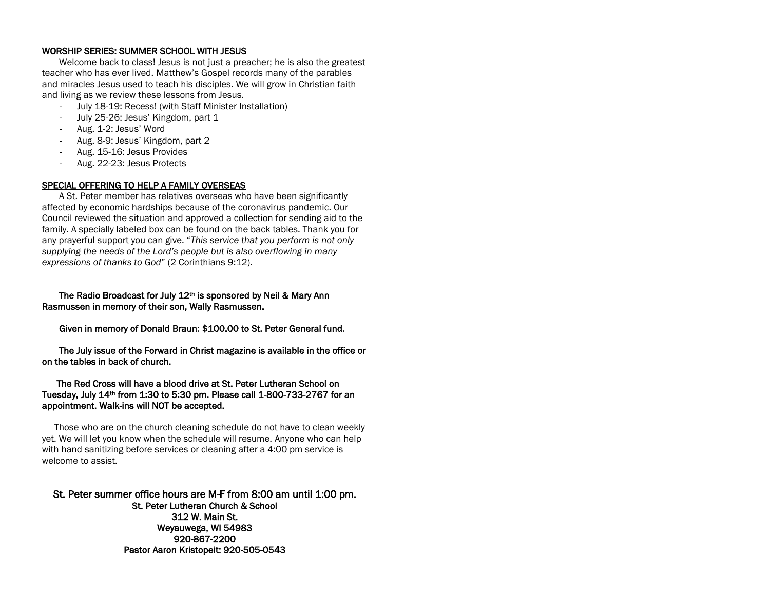**WORSHIP SERIES: SUMMER SCHOOL WITH JESUS**

Welcome back to class! Jesus is not just a preacher; he is also the greatest teacher who has ever lived. Matthew's Gospel records many of the parables and miracles Jesus used to teach his disciples. We will grow in Christian faith and living as we review these lessons from Jesus.

- July 18-19: Recess! (with Staff Minister Installation)
- July 25-26: Jesus' Kingdom, part 1
- Aug. 1-2: Jesus' Word
- Aug. 8-9: Jesus' Kingdom, part 2
- Aug. 15-16: Jesus Provides
- Aug. 22-23: Jesus Protects

**SPECIAL OFFERING TO HELP A FAMILY OVERSEAS**

A St. Peter member has relatives overseas who have been significantly affected by economic hardships because of the coronavirus pandemic. Our Council reviewed the situation and approved a collection for sending aid to the family. A specially labeled box can be found on the back tables. Thank you for any prayerful support you can give. *"This service that you perform is not only supplying the needs of the Lord's people but is also overflowing in many expressions of thanks to God"* (2 Corinthians 9:12).

The Radio Broadcast for July 12th is sponsored by Neil & Mary Ann Rasmussen in memory of their son, Wally Rasmussen.

Given in memory of Donald Braun: $100.00 to St. Peter General fund.

The July issue of the Forward in Christ magazine is available in the office or on the tables in back of church.

The Red Cross will have a blood drive at St. Peter Lutheran School on Tuesday, July 14th from 1:30 to 5:30 pm. Please call 1-800-733-2767 for an appointment. Walk-ins will NOT be accepted.

Those who are on the church cleaning schedule do not have to clean weekly yet. We will let you know when the schedule will resume. Anyone who can help with hand sanitizing before services or cleaning after a 4:00 pm service is welcome to assist.

St. Peter summer office hours are M-F from 8:00 am until 1:00 pm.
St. Peter Lutheran Church & School
312 W. Main St.
Weyauwega, WI 54983
920-867-2200
Pastor Aaron Kristopeit: 920-505-0543